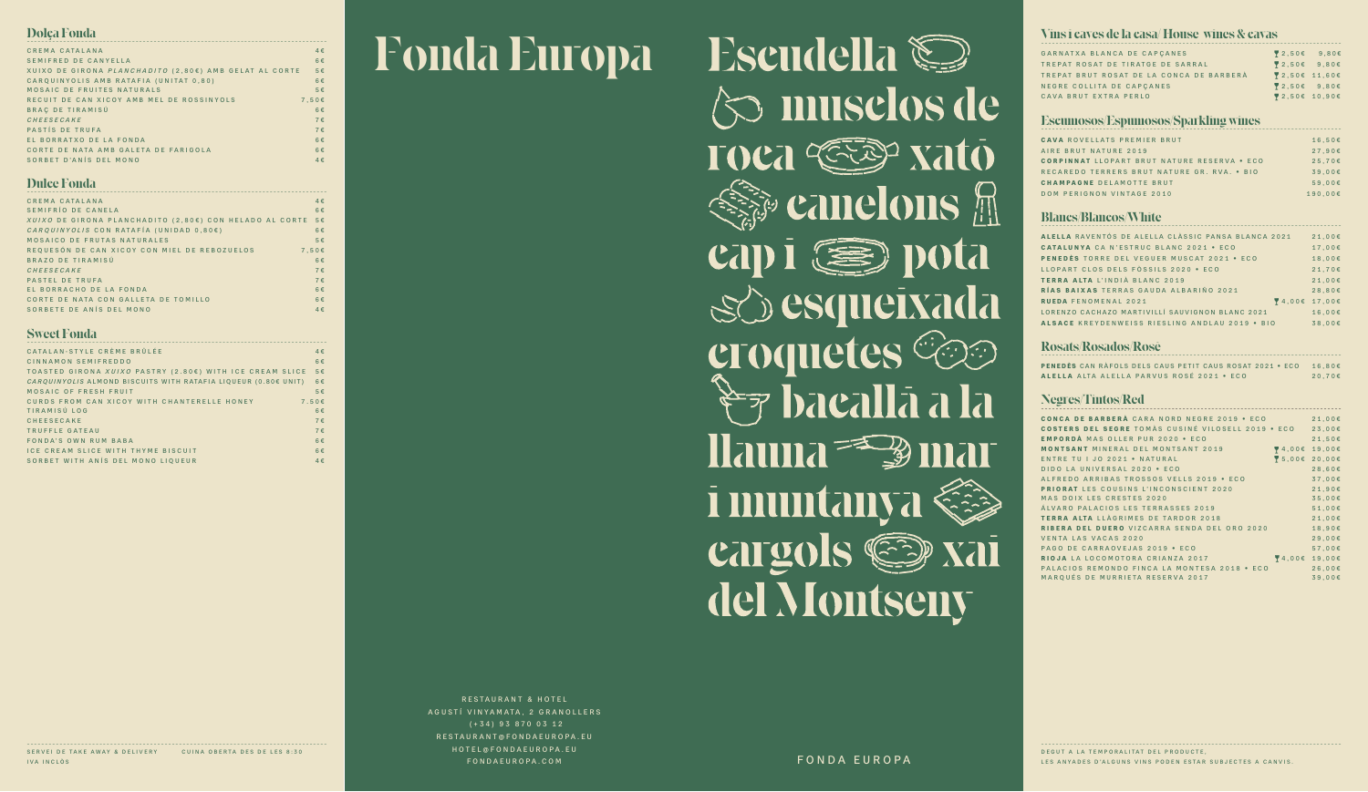## Dolça Fonda

| | |
|---|---|
| CREMA CATALANA | 4€ |
| SEMIFRED DE CANYELLA | 6€ |
| XUIXO DE GIRONA *PLANCHADITO* (2,80€) AMB GELAT AL CORTE | 5€ |
| CARQUINYOLIS AMB RATAFIA (UNITAT 0,80) | 6€ |
| MOSAIC DE FRUITES NATURALS | 5€ |
| RECUIT DE CAN XICOY AMB MEL DE ROSSINYOLS | 7,50€ |
| BRAÇ DE TIRAMISÚ | 6€ |
| *CHEESECAKE* | 7€ |
| PASTÍS DE TRUFA | 7€ |
| EL BORRATXO DE LA FONDA | 6€ |
| CORTE DE NATA AMB GALETA DE FARIGOLA | 6€ |
| SORBET D'ANÍS DEL MONO | 4€ |

## Dulce Fonda

| | |
|---|---|
| CREMA CATALANA | 4€ |
| SEMIFRÍO DE CANELA | 6€ |
| *XUIXO* DE GIRONA PLANCHADITO (2,80€) CON HELADO AL CORTE | 5€ |
| *CARQUINYOLIS* CON RATAFÍA (UNIDAD 0,80€) | 6€ |
| MOSAICO DE FRUTAS NATURALES | 5€ |
| REQUESÓN DE CAN XICOY CON MIEL DE REBOZUELOS | 7,50€ |
| BRAZO DE TIRAMISÚ | 6€ |
| *CHEESECAKE* | 7€ |
| PASTEL DE TRUFA | 7€ |
| EL BORRACHO DE LA FONDA | 6€ |
| CORTE DE NATA CON GALLETA DE TOMILLO | 6€ |
| SORBETE DE ANÍS DEL MONO | 4€ |

## Sweet Fonda

| | |
|---|---|
| CATALAN-STYLE CRÈME BRÛLÉE | 4€ |
| CINNAMON SEMIFREDDO | 6€ |
| TOASTED GIRONA *XUIXO* PASTRY (2.80€) WITH ICE CREAM SLICE | 5€ |
| *CARQUINYOLIS* ALMOND BISCUITS WITH RATAFIA LIQUEUR (0.80€ UNIT) | 6€ |
| MOSAIC OF FRESH FRUIT | 5€ |
| CURDS FROM CAN XICOY WITH CHANTERELLE HONEY | 7.50€ |
| TIRAMISÚ LOG | 6€ |
| CHEESECAKE | 7€ |
| TRUFFLE GATEAU | 7€ |
| FONDA'S OWN RUM BABA | 6€ |
| ICE CREAM SLICE WITH THYME BISCUIT | 6€ |
| SORBET WITH ANÍS DEL MONO LIQUEUR | 4€ |

SERVEI DE TAKE AWAY & DELIVERY — CUINA OBERTA DES DE LES 8:30

IVA INCLÒS

# Fonda Europa

# Escudella musclos de roca xató canelons cap i pota esqueixada croquetes bacallà a la llauna mar i muntanya cargols xai del Montseny

RESTAURANT & HOTEL
AGUSTÍ VINYAMATA, 2 GRANOLLERS
(+34) 93 870 03 12
RESTAURANT@FONDAEUROPA.EU
HOTEL@FONDAEUROPA.EU
FONDAEUROPA.COM

FONDA EUROPA

## Vins i caves de la casa/ House wines & cavas

| | Copa | Ampolla |
|---|---|---|
| GARNATXA BLANCA DE CAPÇANES | 2,50€ | 9,80€ |
| TREPAT ROSAT DE TIRATGE DE SARRAL | 2,50€ | 9,80€ |
| TREPAT BRUT ROSAT DE LA CONCA DE BARBERÀ | 2,50€ | 11,60€ |
| NEGRE COLLITA DE CAPÇANES | 2,50€ | 9,80€ |
| CAVA BRUT EXTRA PERLO | 2,50€ | 10,90€ |

## Escumosos/Espumosos/Sparkling wines

| | |
|---|---|
| **CAVA** ROVELLATS PREMIER BRUT | 16,50€ |
| AIRE BRUT NATURE 2019 | 27,90€ |
| **CORPINNAT** LLOPART BRUT NATURE RESERVA • ECO | 25,70€ |
| RECAREDO TERRERS BRUT NATURE GR. RVA. • BIO | 39,00€ |
| **CHAMPAGNE** DELAMOTTE BRUT | 59,00€ |
| DOM PERIGNON VINTAGE 2010 | 190,00€ |

## Blancs/Blancos/White

| | | |
|---|---|---|
| **ALELLA** RAVENTÓS DE ALELLA CLÀSSIC PANSA BLANCA 2021 | | 21,00€ |
| **CATALUNYA** CA N'ESTRUC BLANC 2021 • ECO | | 17,00€ |
| **PENEDÈS** TORRE DEL VEGUER MUSCAT 2021 • ECO | | 18,00€ |
| LLOPART CLOS DELS FÒSSILS 2020 • ECO | | 21,70€ |
| **TERRA ALTA** L'INDIÀ BLANC 2019 | | 21,00€ |
| **RÍAS BAIXAS** TERRAS GAUDA ALBARIÑO 2021 | | 28,80€ |
| **RUEDA** FENOMENAL 2021 | 4,00€ | 17,00€ |
| LORENZO CACHAZO MARTIVILLÍ SAUVIGNON BLANC 2021 | | 16,00€ |
| **ALSACE** KREYDENWEISS RIESLING ANDLAU 2019 • BIO | | 38,00€ |

## Rosats/Rosados/Rosé

| | |
|---|---|
| **PENEDÈS** CAN RÀFOLS DELS CAUS PETIT CAUS ROSAT 2021 • ECO | 16,80€ |
| **ALELLA** ALTA ALELLA PARVUS ROSÉ 2021 • ECO | 20,70€ |

## Negres/Tintos/Red

| | | |
|---|---|---|
| **CONCA DE BARBERÀ** CARA NORD NEGRE 2019 • ECO | | 21,00€ |
| **COSTERS DEL SEGRE** TOMÀS CUSINÉ VILOSELL 2019 • ECO | | 23,00€ |
| **EMPORDÀ** MAS OLLER PUR 2020 • ECO | | 21,50€ |
| **MONTSANT** MINERAL DEL MONTSANT 2019 | 4,00€ | 19,00€ |
| ENTRE TU I JO 2021 • NATURAL | 5,00€ | 20,00€ |
| DIDO LA UNIVERSAL 2020 • ECO | | 28,60€ |
| ALFREDO ARRIBAS TROSSOS VELLS 2019 • ECO | | 37,00€ |
| **PRIORAT** LES COUSINS L'INCONSCIENT 2020 | | 21,90€ |
| MAS DOIX LES CRESTES 2020 | | 35,00€ |
| ÁLVARO PALACIOS LES TERRASSES 2019 | | 51,00€ |
| **TERRA ALTA** LLÀGRIMES DE TARDOR 2018 | | 21,00€ |
| **RIBERA DEL DUERO** VIZCARRA SENDA DEL ORO 2020 | | 18,90€ |
| VENTA LAS VACAS 2020 | | 29,00€ |
| PAGO DE CARRAOVEJAS 2019 • ECO | | 57,00€ |
| **RIOJA** LA LOCOMOTORA CRIANZA 2017 | 4,00€ | 19,00€ |
| PALACIOS REMONDO FINCA LA MONTESA 2018 • ECO | | 26,00€ |
| MARQUÉS DE MURRIETA RESERVA 2017 | | 39,00€ |

DEGUT A LA TEMPORALITAT DEL PRODUCTE,
LES ANYADES D'ALGUNS VINS PODEN ESTAR SUBJECTES A CANVIS.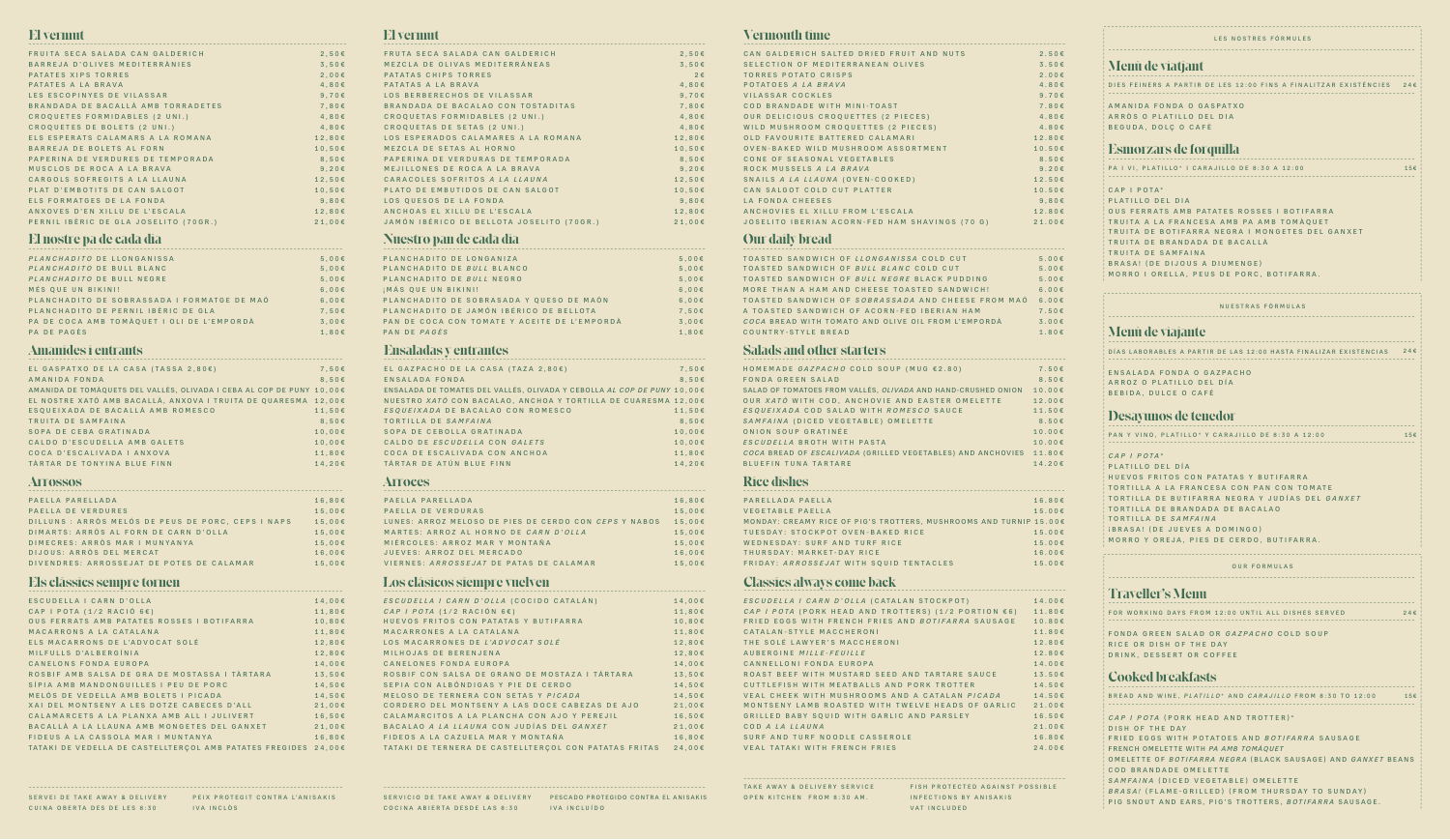## El vermut

| | |
|---|---|
| FRUITA SECA SALADA CAN GALDERICH | 2,50€ |
| BARREJA D'OLIVES MEDITERRÀNIES | 3,50€ |
| PATATES XIPS TORRES | 2,00€ |
| PATATES A LA BRAVA | 4,80€ |
| LES ESCOPINYES DE VILASSAR | 9,70€ |
| BRANDADA DE BACALLÀ AMB TORRADETES | 7,80€ |
| CROQUETES FORMIDABLES (2 UNI.) | 4,80€ |
| CROQUETES DE BOLETS (2 UNI.) | 4,80€ |
| ELS ESPERATS CALAMARS A LA ROMANA | 12,80€ |
| BARREJA DE BOLETS AL FORN | 10,50€ |
| PAPERINA DE VERDURES DE TEMPORADA | 8,50€ |
| MUSCLOS DE ROCA A LA BRAVA | 9,20€ |
| CARGOLS SOFREGITS A LA LLAUNA | 12,50€ |
| PLAT D'EMBOTITS DE CAN SALGOT | 10,50€ |
| ELS FORMATGES DE LA FONDA | 9,80€ |
| ANXOVES D'EN XILLU DE L'ESCALA | 12,80€ |
| PERNIL IBÈRIC DE GLA JOSELITO (70GR.) | 21,00€ |

## El nostre pa de cada dia

| | |
|---|---|
| *PLANCHADITO* DE LLONGANISSA | 5,00€ |
| *PLANCHADITO* DE BULL BLANC | 5,00€ |
| *PLANCHADITO* DE BULL NEGRE | 5,00€ |
| MÉS QUE UN BIKINI! | 6,00€ |
| PLANCHADITO DE SOBRASSADA I FORMATGE DE MAÓ | 6,00€ |
| PLANCHADITO DE PERNIL IBÈRIC DE GLA | 7,50€ |
| PA DE COCA AMB TOMÀQUET I OLI DE L'EMPORDÀ | 3,00€ |
| PA DE PAGÈS | 1,80€ |

## Amanides i entrants

| | |
|---|---|
| EL GASPATXO DE LA CASA (TASSA 2,80€) | 7,50€ |
| AMANIDA FONDA | 8,50€ |
| AMANIDA DE TOMÀQUETS DEL VALLÈS, OLIVADA I CEBA AL COP DE PUNY | 10,00€ |
| EL NOSTRE XATÓ AMB BACALLÀ, ANXOVA I TRUITA DE QUARESMA | 12,00€ |
| ESQUEIXADA DE BACALLÀ AMB ROMESCO | 11,50€ |
| TRUITA DE SAMFAINA | 8,50€ |
| SOPA DE CEBA GRATINADA | 10,00€ |
| CALDO D'ESCUDELLA AMB GALETS | 10,00€ |
| COCA D'ESCALIVADA I ANXOVA | 11,80€ |
| TÀRTAR DE TONYINA BLUE FINN | 14,20€ |

## Arrossos

| | |
|---|---|
| PAELLA PARELLADA | 16,80€ |
| PAELLA DE VERDURES | 15,00€ |
| DILLUNS: ARRÒS MELÓS DE PEUS DE PORC, CEPS I NAPS | 15,00€ |
| DIMARTS: ARRÒS AL FORN DE CARN D'OLLA | 15,00€ |
| DIMECRES: ARRÒS MAR I MUNYANYA | 15,00€ |
| DIJOUS: ARRÒS DEL MERCAT | 16,00€ |
| DIVENDRES: ARROSSEJAT DE POTES DE CALAMAR | 15,00€ |

## Els clàssics sempre tornen

| | |
|---|---|
| ESCUDELLA I CARN D'OLLA | 14,00€ |
| CAP I POTA (1/2 RACIÓ 6€) | 11,80€ |
| OUS FERRATS AMB PATATES ROSSES I BOTIFARRA | 10,80€ |
| MACARRONS A LA CATALANA | 11,80€ |
| ELS MACARRONS DE L'ADVOCAT SOLÉ | 12,80€ |
| MILFULLS D'ALBERGÍNIA | 12,80€ |
| CANELONS FONDA EUROPA | 14,00€ |
| ROSBIF AMB SALSA DE GRA DE MOSTASSA I TÀRTARA | 13,50€ |
| SÍPIA AMB MANDONGUILLES I PEU DE PORC | 14,50€ |
| MELÓS DE VEDELLA AMB BOLETS I PICADA | 14,50€ |
| XAI DEL MONTSENY A LES DOTZE CABECES D'ALL | 21,00€ |
| CALAMARCETS A LA PLANXA AMB ALL I JULIVERT | 16,50€ |
| BACALLÀ A LA LLAUNA AMB MONGETES DEL GANXET | 21,00€ |
| FIDEUS A LA CASSOLA MAR I MUNTANYA | 16,80€ |
| TATAKI DE VEDELLA DE CASTELLTERÇOL AMB PATATES FREGIDES | 24,00€ |

SERVEI DE TAKE AWAY & DELIVERY — PEIX PROTEGIT CONTRA L'ANISAKIS
CUINA OBERTA DES DE LES 8:30 — IVA INCLÒS

## El vermut

| | |
|---|---|
| FRUTA SECA SALADA CAN GALDERICH | 2,50€ |
| MEZCLA DE OLIVAS MEDITERRÁNEAS | 3,50€ |
| PATATAS CHIPS TORRES | 2€ |
| PATATAS A LA BRAVA | 4,80€ |
| LOS BERBERECHOS DE VILASSAR | 9,70€ |
| BRANDADA DE BACALAO CON TOSTADITAS | 7,80€ |
| CROQUETAS FORMIDABLES (2 UNI.) | 4,80€ |
| CROQUETAS DE SETAS (2 UNI.) | 4,80€ |
| LOS ESPERADOS CALAMARES A LA ROMANA | 12,80€ |
| MEZCLA DE SETAS AL HORNO | 10,50€ |
| PAPERINA DE VERDURAS DE TEMPORADA | 8,50€ |
| MEJILLONES DE ROCA A LA BRAVA | 9,20€ |
| CARACOLES SOFRITOS *A LA LLAUNA* | 12,50€ |
| PLATO DE EMBUTIDOS DE CAN SALGOT | 10,50€ |
| LOS QUESOS DE LA FONDA | 9,80€ |
| ANCHOAS EL XILLU DE L'ESCALA | 12,80€ |
| JAMÓN IBÉRICO DE BELLOTA JOSELITO (70GR.) | 21,00€ |

## Nuestro pan de cada día

| | |
|---|---|
| PLANCHADITO DE LONGANIZA | 5,00€ |
| PLANCHADITO DE *BULL* BLANCO | 5,00€ |
| PLANCHADITO DE *BULL* NEGRO | 5,00€ |
| ¡MÁS QUE UN BIKINI! | 6,00€ |
| PLANCHADITO DE SOBRASADA Y QUESO DE MAÓN | 6,00€ |
| PLANCHADITO DE JAMÓN IBÉRICO DE BELLOTA | 7,50€ |
| PAN DE COCA CON TOMATE Y ACEITE DE L'EMPORDÀ | 3,00€ |
| PAN DE *PAGÈS* | 1,80€ |

## Ensaladas y entrantes

| | |
|---|---|
| EL GAZPACHO DE LA CASA (TAZA 2,80€) | 7,50€ |
| ENSALADA FONDA | 8,50€ |
| ENSALADA DE TOMATES DEL VALLÈS, OLIVADA Y CEBOLLA *AL COP DE PUNY* | 10,00€ |
| NUESTRO *XATÓ* CON BACALAO, ANCHOA Y TORTILLA DE CUARESMA | 12,00€ |
| *ESQUEIXADA* DE BACALAO CON ROMESCO | 11,50€ |
| TORTILLA DE *SAMFAINA* | 8,50€ |
| SOPA DE CEBOLLA GRATINADA | 10,00€ |
| CALDO DE *ESCUDELLA* CON *GALETS* | 10,00€ |
| COCA DE ESCALIVADA CON ANCHOA | 11,80€ |
| TÁRTAR DE ATÚN BLUE FINN | 14,20€ |

## Arroces

| | |
|---|---|
| PAELLA PARELLADA | 16,80€ |
| PAELLA DE VERDURAS | 15,00€ |
| LUNES: ARROZ MELOSO DE PIES DE CERDO CON *CEPS* Y NABOS | 15,00€ |
| MARTES: ARROZ AL HORNO DE *CARN D'OLLA* | 15,00€ |
| MIÉRCOLES: ARROZ MAR Y MONTAÑA | 15,00€ |
| JUEVES: ARROZ DEL MERCADO | 16,00€ |
| VIERNES: *ARROSSEJAT* DE PATAS DE CALAMAR | 15,00€ |

## Los clásicos siempre vuelven

| | |
|---|---|
| *ESCUDELLA I CARN D'OLLA* (COCIDO CATALÁN) | 14,00€ |
| *CAP I POTA* (1/2 RACIÓN 6€) | 11,80€ |
| HUEVOS FRITOS CON PATATAS Y BUTIFARRA | 10,80€ |
| MACARRONES A LA CATALANA | 11,80€ |
| LOS MACARRONES DE *L'ADVOCAT SOLÉ* | 12,80€ |
| MILHOJAS DE BERENJENA | 12,80€ |
| CANELONES FONDA EUROPA | 14,00€ |
| ROSBIF CON SALSA DE GRANO DE MOSTAZA Y TÁRTARA | 13,50€ |
| SEPIA CON ALBÓNDIGAS Y PIE DE CERDO | 14,50€ |
| MELOSO DE TERNERA CON SETAS Y *PICADA* | 14,50€ |
| CORDERO DEL MONTSENY A LAS DOCE CABEZAS DE AJO | 21,00€ |
| CALAMARCITOS A LA PLANCHA CON AJO Y PEREJIL | 16,50€ |
| BACALAO *A LA LLAUNA* CON JUDÍAS DEL *GANXET* | 21,00€ |
| FIDEOS A LA CAZUELA MAR Y MONTAÑA | 16,80€ |
| TATAKI DE TERNERA DE CASTELLTERÇOL CON PATATAS FRITAS | 24,00€ |

SERVICIO DE TAKE AWAY & DELIVERY — PESCADO PROTEGIDO CONTRA EL ANISAKIS
COCINA ABIERTA DESDE LAS 8:30 — IVA INCLUÍDO

## Vermouth time

| | |
|---|---|
| CAN GALDERICH SALTED DRIED FRUIT AND NUTS | 2.50€ |
| SELECTION OF MEDITERRANEAN OLIVES | 3.50€ |
| TORRES POTATO CRISPS | 2.00€ |
| POTATOES *A LA BRAVA* | 4.80€ |
| VILASSAR COCKLES | 9.70€ |
| COD BRANDADE WITH MINI-TOAST | 7.80€ |
| OUR DELICIOUS CROQUETTES (2 PIECES) | 4.80€ |
| WILD MUSHROOM CROQUETTES (2 PIECES) | 4.80€ |
| OLD FAVOURITE BATTERED CALAMARI | 12.80€ |
| OVEN-BAKED WILD MUSHROOM ASSORTMENT | 10.50€ |
| CONE OF SEASONAL VEGETABLES | 8.50€ |
| ROCK MUSSELS *A LA BRAVA* | 9.20€ |
| SNAILS *A LA LLAUNA* (OVEN-COOKED) | 12.50€ |
| CAN SALGOT COLD CUT PLATTER | 10.50€ |
| LA FONDA CHEESES | 9.80€ |
| ANCHOVIES EL XILLU FROM L'ESCALA | 12.80€ |
| JOSELITO IBERIAN ACORN-FED HAM SHAVINGS (70 G) | 21.00€ |

## Our daily bread

| | |
|---|---|
| TOASTED SANDWICH OF *LLONGANISSA* COLD CUT | 5.00€ |
| TOASTED SANDWICH OF *BULL BLANC* COLD CUT | 5.00€ |
| TOASTED SANDWICH OF *BULL NEGRE* BLACK PUDDING | 5.00€ |
| MORE THAN A HAM AND CHEESE TOASTED SANDWICH! | 6.00€ |
| TOASTED SANDWICH OF *SOBRASSADA* AND CHEESE FROM MAÓ | 6.00€ |
| A TOASTED SANDWICH OF ACORN-FED IBERIAN HAM | 7.50€ |
| *COCA* BREAD WITH TOMATO AND OLIVE OIL FROM L'EMPORDÀ | 3.00€ |
| COUNTRY-STYLE BREAD | 1.80€ |

## Salads and other starters

| | |
|---|---|
| HOMEMADE *GAZPACHO* COLD SOUP (MUG €2.80) | 7.50€ |
| FONDA GREEN SALAD | 8.50€ |
| SALAD OF TOMATOES FROM VALLÈS, *OLIVADA* AND HAND-CRUSHED ONION | 10.00€ |
| OUR *XATÓ* WITH COD, ANCHOVIE AND EASTER OMELETTE | 12.00€ |
| *ESQUEIXADA* COD SALAD WITH *ROMESCO* SAUCE | 11.50€ |
| *SAMFAINA* (DICED VEGETABLE) OMELETTE | 8.50€ |
| ONION SOUP GRATINÉE | 10.00€ |
| *ESCUDELLA* BROTH WITH PASTA | 10.00€ |
| *COCA* BREAD OF *ESCALIVADA* (GRILLED VEGETABLES) AND ANCHOVIES | 11.80€ |
| BLUEFIN TUNA TARTARE | 14.20€ |

## Rice dishes

| | |
|---|---|
| PARELLADA PAELLA | 16.80€ |
| VEGETABLE PAELLA | 15.00€ |
| MONDAY: CREAMY RICE OF PIG'S TROTTERS, MUSHROOMS AND TURNIP | 15.00€ |
| TUESDAY: STOCKPOT OVEN-BAKED RICE | 15.00€ |
| WEDNESDAY: SURF AND TURF RICE | 15.00€ |
| THURSDAY: MARKET-DAY RICE | 16.00€ |
| FRIDAY: *ARROSSEJAT* WITH SQUID TENTACLES | 15.00€ |

## Classics always come back

| | |
|---|---|
| *ESCUDELLA I CARN D'OLLA* (CATALAN STOCKPOT) | 14.00€ |
| *CAP I POTA* (PORK HEAD AND TROTTERS) (1/2 PORTION €6) | 11.80€ |
| FRIED EGGS WITH FRENCH FRIES AND *BOTIFARRA* SAUSAGE | 10.80€ |
| CATALAN-STYLE MACCHERONI | 11.80€ |
| THE SOLÉ LAWYER'S MACCHERONI | 12.80€ |
| AUBERGINE *MILLE-FEUILLE* | 12.80€ |
| CANNELLONI FONDA EUROPA | 14.00€ |
| ROAST BEEF WITH MUSTARD SEED AND TARTARE SAUCE | 13.50€ |
| CUTTLEFISH WITH MEATBALLS AND PORK TROTTER | 14.50€ |
| VEAL CHEEK WITH MUSHROOMS AND A CATALAN *PICADA* | 14.50€ |
| MONTSENY LAMB ROASTED WITH TWELVE HEADS OF GARLIC | 21.00€ |
| GRILLED BABY SQUID WITH GARLIC AND PARSLEY | 16.50€ |
| COD *A LA LLAUNA* | 21.00€ |
| SURF AND TURF NOODLE CASSEROLE | 16.80€ |
| VEAL TATAKI WITH FRENCH FRIES | 24.00€ |

TAKE AWAY & DELIVERY SERVICE — FISH PROTECTED AGAINST POSSIBLE INFECTIONS BY ANISAKIS
OPEN KITCHEN FROM 8:30 AM. — VAT INCLUDED

LES NOSTRES FÓRMULES

## Menú de viatjant

DIES FEINERS A PARTIR DE LES 12:00 FINS A FINALITZAR EXISTÈNCIES — 24€

AMANIDA FONDA O GASPATXO
ARRÒS O PLATILLO DEL DIA
BEGUDA, DOLÇ O CAFÈ

## Esmorzars de forquilla

PA I VI, PLATILLO* I CARAJILLO DE 8:30 A 12:00 — 15€

CAP I POTA*
PLATILLO DEL DIA
OUS FERRATS AMB PATATES ROSSES I BOTIFARRA
TRUITA A LA FRANCESA AMB PA AMB TOMÀQUET
TRUITA DE BOTIFARRA NEGRA I MONGETES DEL GANXET
TRUITA DE BRANDADA DE BACALLÀ
TRUITA DE SAMFAINA
BRASA! (DE DIJOUS A DIUMENGE)
MORRO I ORELLA, PEUS DE PORC, BOTIFARRA.

NUESTRAS FÓRMULAS

## Menú de viajante

DÍAS LABORABLES A PARTIR DE LAS 12:00 HASTA FINALIZAR EXISTENCIAS — 24€

ENSALADA FONDA O GAZPACHO
ARROZ O PLATILLO DEL DÍA
BEBIDA, DULCE O CAFÉ

## Desayunos de tenedor

PAN Y VINO, PLATILLO* Y CARAJILLO DE 8:30 A 12:00 — 15€

*CAP I POTA**
PLATILLO DEL DÍA
HUEVOS FRITOS CON PATATAS Y BUTIFARRA
TORTILLA A LA FRANCESA CON PAN CON TOMATE
TORTILLA DE BUTIFARRA NEGRA Y JUDÍAS DEL *GANXET*
TORTILLA DE BRANDADA DE BACALAO
TORTILLA DE *SAMFAINA*
¡BRASA! (DE JUEVES A DOMINGO)
MORRO Y OREJA, PIES DE CERDO, BUTIFARRA.

OUR FORMULAS

## Traveller's Menu

FOR WORKING DAYS FROM 12:00 UNTIL ALL DISHES SERVED — 24€

FONDA GREEN SALAD OR *GAZPACHO* COLD SOUP
RICE OR DISH OF THE DAY
DRINK, DESSERT OR COFFEE

## Cooked breakfasts

BREAD AND WINE, *PLATILLO** AND *CARAJILLO* FROM 8:30 TO 12:00 — 15€

*CAP I POTA* (PORK HEAD AND TROTTER)*
DISH OF THE DAY
FRIED EGGS WITH POTATOES AND *BOTIFARRA* SAUSAGE
FRENCH OMELETTE WITH *PA AMB TOMÀQUET*
OMELETTE OF *BOTIFARRA NEGRA* (BLACK SAUSAGE) AND *GANXET* BEANS
COD BRANDADE OMELETTE
*SAMFAINA* (DICED VEGETABLE) OMELETTE
*BRASA!* (FLAME-GRILLED) (FROM THURSDAY TO SUNDAY)
PIG SNOUT AND EARS, PIG'S TROTTERS, *BOTIFARRA* SAUSAGE.